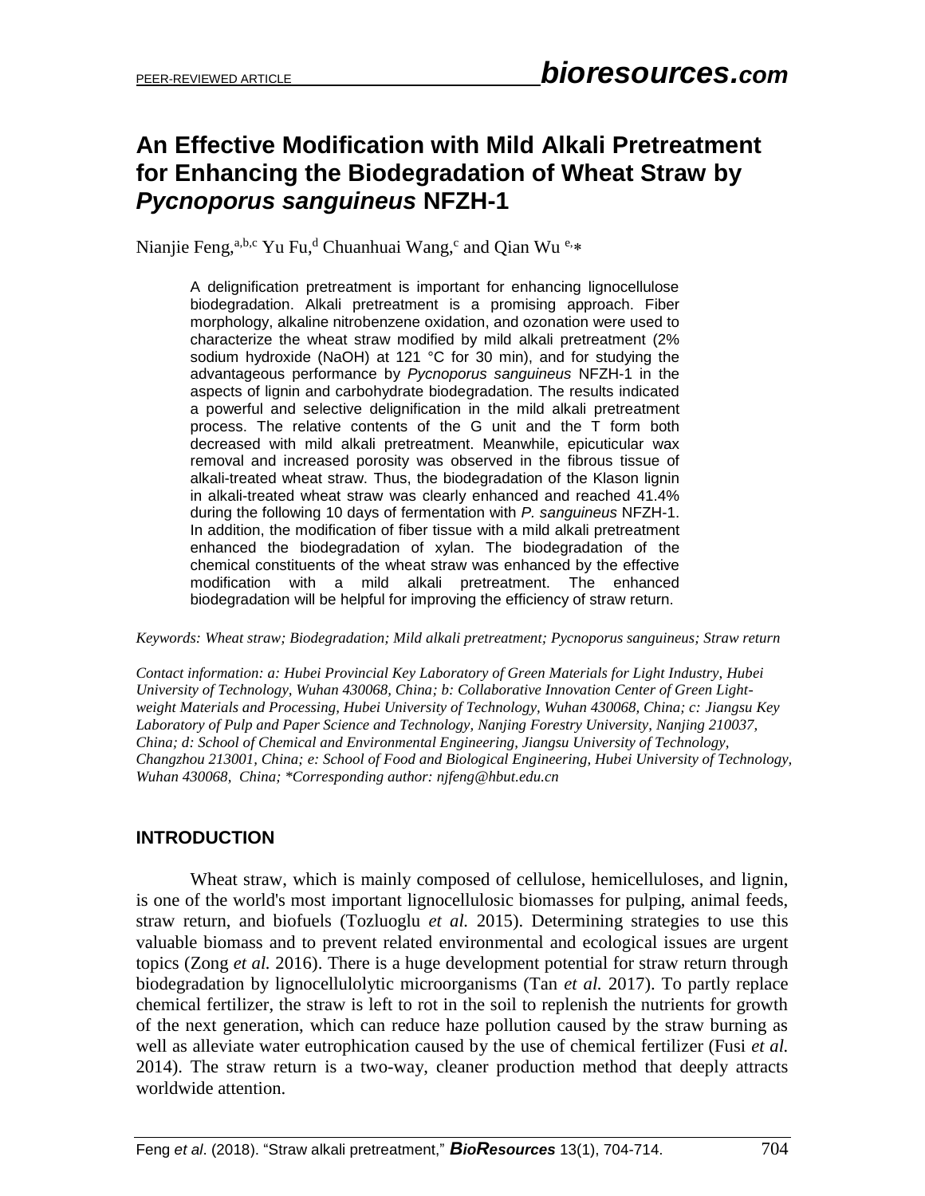# An Effective Modification with Mild Alkali Pretreatment for Enhancing the Biodegradation of Wheat Straw by *Pycnoporus sanguineus* NFZH-1

Nianjie Feng,[a,b,c] Yu Fu,[d] Chuanhuai Wang,[c] and Qian Wu [e,*]

A delignification pretreatment is important for enhancing lignocellulose biodegradation. Alkali pretreatment is a promising approach. Fiber morphology, alkaline nitrobenzene oxidation, and ozonation were used to characterize the wheat straw modified by mild alkali pretreatment (2% sodium hydroxide (NaOH) at 121 °C for 30 min), and for studying the advantageous performance by *Pycnoporus sanguineus* NFZH-1 in the aspects of lignin and carbohydrate biodegradation. The results indicated a powerful and selective delignification in the mild alkali pretreatment process. The relative contents of the G unit and the T form both decreased with mild alkali pretreatment. Meanwhile, epicuticular wax removal and increased porosity was observed in the fibrous tissue of alkali-treated wheat straw. Thus, the biodegradation of the Klason lignin in alkali-treated wheat straw was clearly enhanced and reached 41.4% during the following 10 days of fermentation with *P. sanguineus* NFZH-1. In addition, the modification of fiber tissue with a mild alkali pretreatment enhanced the biodegradation of xylan. The biodegradation of the chemical constituents of the wheat straw was enhanced by the effective modification with a mild alkali pretreatment. The enhanced biodegradation will be helpful for improving the efficiency of straw return.

*Keywords: Wheat straw; Biodegradation; Mild alkali pretreatment; Pycnoporus sanguineus; Straw return*

*Contact information: a: Hubei Provincial Key Laboratory of Green Materials for Light Industry, Hubei University of Technology, Wuhan 430068, China; b: Collaborative Innovation Center of Green Light-weight Materials and Processing, Hubei University of Technology, Wuhan 430068, China; c: Jiangsu Key Laboratory of Pulp and Paper Science and Technology, Nanjing Forestry University, Nanjing 210037, China; d: School of Chemical and Environmental Engineering, Jiangsu University of Technology, Changzhou 213001, China; e: School of Food and Biological Engineering, Hubei University of Technology, Wuhan 430068, China; *Corresponding author: njfeng@hbut.edu.cn*

## INTRODUCTION

Wheat straw, which is mainly composed of cellulose, hemicelluloses, and lignin, is one of the world's most important lignocellulosic biomasses for pulping, animal feeds, straw return, and biofuels (Tozluoglu *et al.* 2015). Determining strategies to use this valuable biomass and to prevent related environmental and ecological issues are urgent topics (Zong *et al.* 2016). There is a huge development potential for straw return through biodegradation by lignocellulolytic microorganisms (Tan *et al.* 2017). To partly replace chemical fertilizer, the straw is left to rot in the soil to replenish the nutrients for growth of the next generation, which can reduce haze pollution caused by the straw burning as well as alleviate water eutrophication caused by the use of chemical fertilizer (Fusi *et al.* 2014). The straw return is a two-way, cleaner production method that deeply attracts worldwide attention.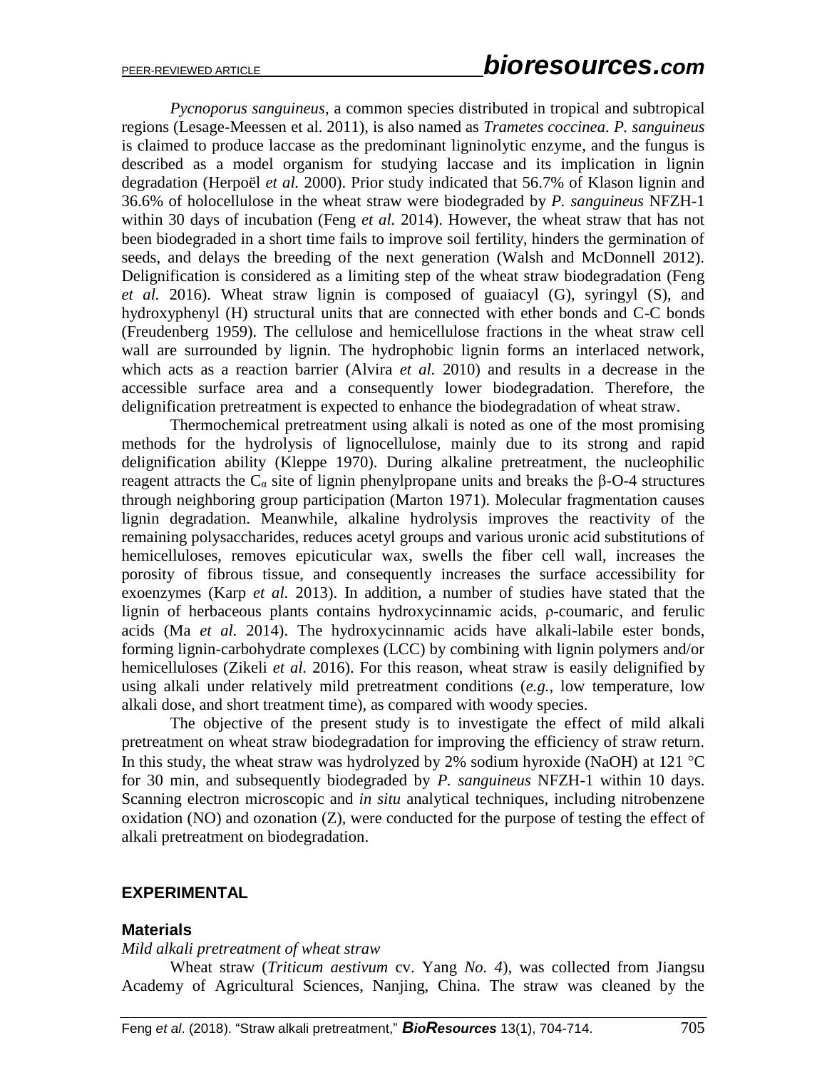*Pycnoporus sanguineus*, a common species distributed in tropical and subtropical regions (Lesage-Meessen et al. 2011), is also named as *Trametes coccinea*. *P. sanguineus* is claimed to produce laccase as the predominant ligninolytic enzyme, and the fungus is described as a model organism for studying laccase and its implication in lignin degradation (Herpoël *et al.* 2000). Prior study indicated that 56.7% of Klason lignin and 36.6% of holocellulose in the wheat straw were biodegraded by *P. sanguineus* NFZH-1 within 30 days of incubation (Feng *et al.* 2014). However, the wheat straw that has not been biodegraded in a short time fails to improve soil fertility, hinders the germination of seeds, and delays the breeding of the next generation (Walsh and McDonnell 2012). Delignification is considered as a limiting step of the wheat straw biodegradation (Feng *et al.* 2016). Wheat straw lignin is composed of guaiacyl (G), syringyl (S), and hydroxyphenyl (H) structural units that are connected with ether bonds and C-C bonds (Freudenberg 1959). The cellulose and hemicellulose fractions in the wheat straw cell wall are surrounded by lignin. The hydrophobic lignin forms an interlaced network, which acts as a reaction barrier (Alvira *et al.* 2010) and results in a decrease in the accessible surface area and a consequently lower biodegradation. Therefore, the delignification pretreatment is expected to enhance the biodegradation of wheat straw.

Thermochemical pretreatment using alkali is noted as one of the most promising methods for the hydrolysis of lignocellulose, mainly due to its strong and rapid delignification ability (Kleppe 1970). During alkaline pretreatment, the nucleophilic reagent attracts the $C_\alpha$ site of lignin phenylpropane units and breaks the β-O-4 structures through neighboring group participation (Marton 1971). Molecular fragmentation causes lignin degradation. Meanwhile, alkaline hydrolysis improves the reactivity of the remaining polysaccharides, reduces acetyl groups and various uronic acid substitutions of hemicelluloses, removes epicuticular wax, swells the fiber cell wall, increases the porosity of fibrous tissue, and consequently increases the surface accessibility for exoenzymes (Karp *et al.* 2013). In addition, a number of studies have stated that the lignin of herbaceous plants contains hydroxycinnamic acids, ρ-coumaric, and ferulic acids (Ma *et al.* 2014). The hydroxycinnamic acids have alkali-labile ester bonds, forming lignin-carbohydrate complexes (LCC) by combining with lignin polymers and/or hemicelluloses (Zikeli *et al.* 2016). For this reason, wheat straw is easily delignified by using alkali under relatively mild pretreatment conditions (*e.g.*, low temperature, low alkali dose, and short treatment time), as compared with woody species.

The objective of the present study is to investigate the effect of mild alkali pretreatment on wheat straw biodegradation for improving the efficiency of straw return. In this study, the wheat straw was hydrolyzed by 2% sodium hyroxide (NaOH) at 121 °C for 30 min, and subsequently biodegraded by *P. sanguineus* NFZH-1 within 10 days. Scanning electron microscopic and *in situ* analytical techniques, including nitrobenzene oxidation (NO) and ozonation (Z), were conducted for the purpose of testing the effect of alkali pretreatment on biodegradation.

## EXPERIMENTAL

### Materials

*Mild alkali pretreatment of wheat straw*

Wheat straw (*Triticum aestivum* cv. Yang *No. 4*), was collected from Jiangsu Academy of Agricultural Sciences, Nanjing, China. The straw was cleaned by the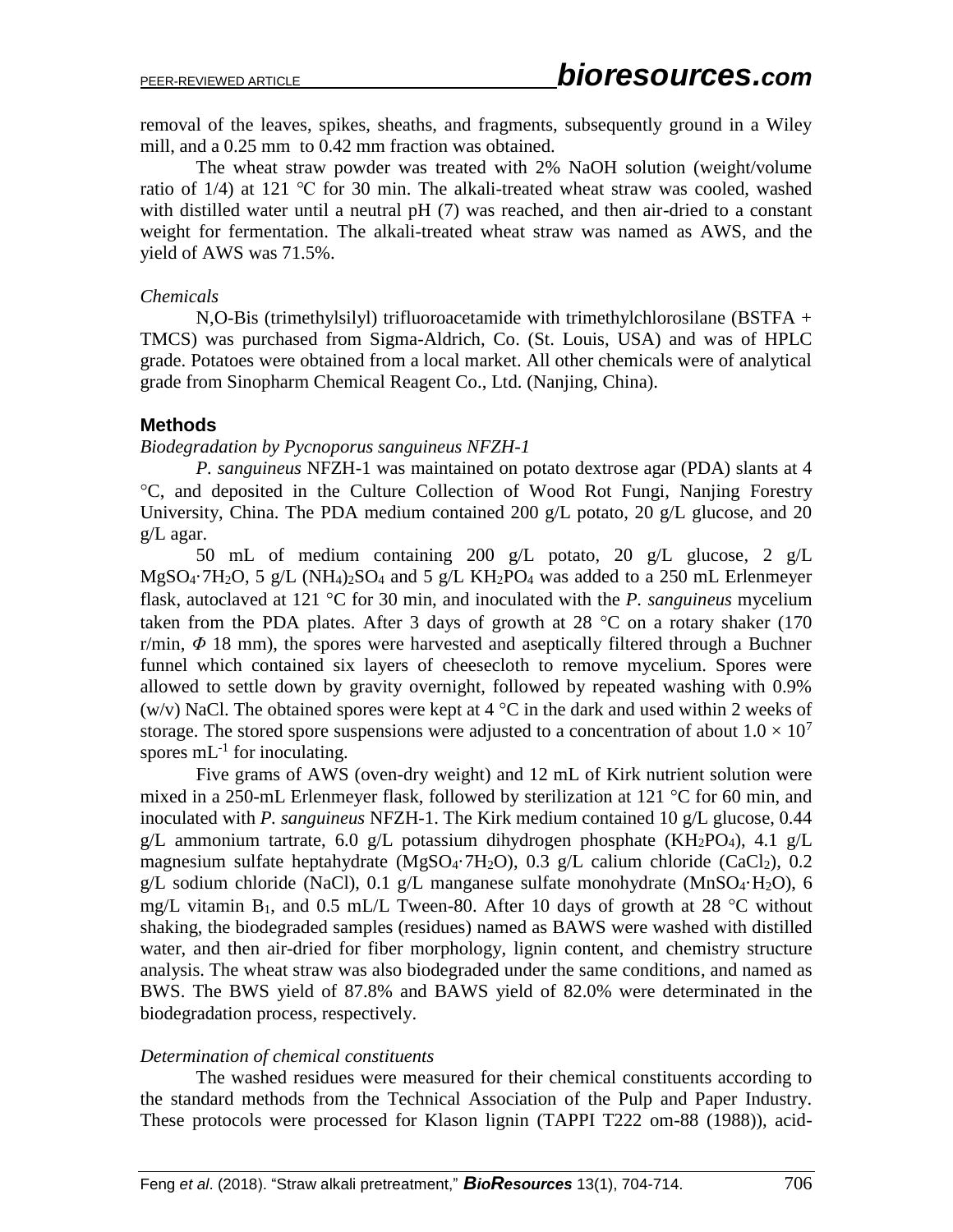removal of the leaves, spikes, sheaths, and fragments, subsequently ground in a Wiley mill, and a 0.25 mm to 0.42 mm fraction was obtained.

The wheat straw powder was treated with 2% NaOH solution (weight/volume ratio of 1/4) at 121 ℃ for 30 min. The alkali-treated wheat straw was cooled, washed with distilled water until a neutral pH (7) was reached, and then air-dried to a constant weight for fermentation. The alkali-treated wheat straw was named as AWS, and the yield of AWS was 71.5%.

*Chemicals*

N,O-Bis (trimethylsilyl) trifluoroacetamide with trimethylchlorosilane (BSTFA + TMCS) was purchased from Sigma-Aldrich, Co. (St. Louis, USA) and was of HPLC grade. Potatoes were obtained from a local market. All other chemicals were of analytical grade from Sinopharm Chemical Reagent Co., Ltd. (Nanjing, China).

## Methods

*Biodegradation by Pycnoporus sanguineus NFZH-1*

*P. sanguineus* NFZH-1 was maintained on potato dextrose agar (PDA) slants at 4 °C, and deposited in the Culture Collection of Wood Rot Fungi, Nanjing Forestry University, China. The PDA medium contained 200 g/L potato, 20 g/L glucose, and 20 g/L agar.

50 mL of medium containing 200 g/L potato, 20 g/L glucose, 2 g/L $MgSO_4 \cdot 7H_2O$, 5 g/L $(NH_4)_2SO_4$ and 5 g/L $KH_2PO_4$ was added to a 250 mL Erlenmeyer flask, autoclaved at 121 °C for 30 min, and inoculated with the *P. sanguineus* mycelium taken from the PDA plates. After 3 days of growth at 28 °C on a rotary shaker (170 r/min, $\Phi$ 18 mm), the spores were harvested and aseptically filtered through a Buchner funnel which contained six layers of cheesecloth to remove mycelium. Spores were allowed to settle down by gravity overnight, followed by repeated washing with 0.9% (w/v) NaCl. The obtained spores were kept at 4 °C in the dark and used within 2 weeks of storage. The stored spore suspensions were adjusted to a concentration of about $1.0 \times 10^7$ spores $mL^{-1}$ for inoculating.

Five grams of AWS (oven-dry weight) and 12 mL of Kirk nutrient solution were mixed in a 250-mL Erlenmeyer flask, followed by sterilization at 121 °C for 60 min, and inoculated with *P. sanguineus* NFZH-1. The Kirk medium contained 10 g/L glucose, 0.44 g/L ammonium tartrate, 6.0 g/L potassium dihydrogen phosphate ($KH_2PO_4$), 4.1 g/L magnesium sulfate heptahydrate ($MgSO_4 \cdot 7H_2O$), 0.3 g/L calium chloride ($CaCl_2$), 0.2 g/L sodium chloride (NaCl), 0.1 g/L manganese sulfate monohydrate ($MnSO_4 \cdot H_2O$), 6 mg/L vitamin $B_1$, and 0.5 mL/L Tween-80. After 10 days of growth at 28 °C without shaking, the biodegraded samples (residues) named as BAWS were washed with distilled water, and then air-dried for fiber morphology, lignin content, and chemistry structure analysis. The wheat straw was also biodegraded under the same conditions, and named as BWS. The BWS yield of 87.8% and BAWS yield of 82.0% were determinated in the biodegradation process, respectively.

*Determination of chemical constituents*

The washed residues were measured for their chemical constituents according to the standard methods from the Technical Association of the Pulp and Paper Industry. These protocols were processed for Klason lignin (TAPPI T222 om-88 (1988)), acid-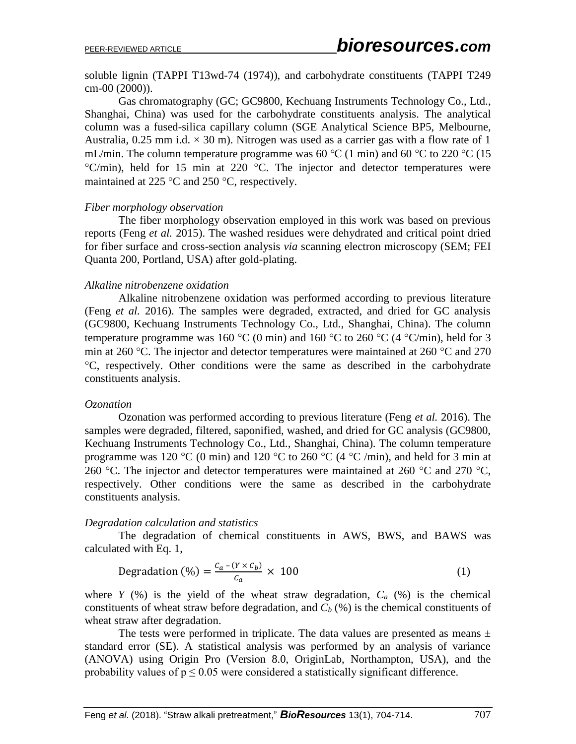soluble lignin (TAPPI T13wd-74 (1974)), and carbohydrate constituents (TAPPI T249 cm-00 (2000)).

Gas chromatography (GC; GC9800, Kechuang Instruments Technology Co., Ltd., Shanghai, China) was used for the carbohydrate constituents analysis. The analytical column was a fused-silica capillary column (SGE Analytical Science BP5, Melbourne, Australia, 0.25 mm i.d. × 30 m). Nitrogen was used as a carrier gas with a flow rate of 1 mL/min. The column temperature programme was 60 °C (1 min) and 60 °C to 220 °C (15 °C/min), held for 15 min at 220 °C. The injector and detector temperatures were maintained at 225 °C and 250 °C, respectively.

### *Fiber morphology observation*

The fiber morphology observation employed in this work was based on previous reports (Feng *et al.* 2015). The washed residues were dehydrated and critical point dried for fiber surface and cross-section analysis *via* scanning electron microscopy (SEM; FEI Quanta 200, Portland, USA) after gold-plating.

### *Alkaline nitrobenzene oxidation*

Alkaline nitrobenzene oxidation was performed according to previous literature (Feng *et al.* 2016). The samples were degraded, extracted, and dried for GC analysis (GC9800, Kechuang Instruments Technology Co., Ltd., Shanghai, China). The column temperature programme was 160 °C (0 min) and 160 °C to 260 °C (4 °C/min), held for 3 min at 260 °C. The injector and detector temperatures were maintained at 260 °C and 270 °C, respectively. Other conditions were the same as described in the carbohydrate constituents analysis.

### *Ozonation*

Ozonation was performed according to previous literature (Feng *et al.* 2016). The samples were degraded, filtered, saponified, washed, and dried for GC analysis (GC9800, Kechuang Instruments Technology Co., Ltd., Shanghai, China). The column temperature programme was 120 °C (0 min) and 120 °C to 260 °C (4 °C /min), and held for 3 min at 260 °C. The injector and detector temperatures were maintained at 260 °C and 270 °C, respectively. Other conditions were the same as described in the carbohydrate constituents analysis.

### *Degradation calculation and statistics*

The degradation of chemical constituents in AWS, BWS, and BAWS was calculated with Eq. 1,

$$\text{Degradation (\%)} = \frac{C_a - (Y \times C_b)}{C_a} \times 100 \tag{1}$$

where $Y$ (%) is the yield of the wheat straw degradation, $C_a$ (%) is the chemical constituents of wheat straw before degradation, and $C_b$ (%) is the chemical constituents of wheat straw after degradation.

The tests were performed in triplicate. The data values are presented as means ± standard error (SE). A statistical analysis was performed by an analysis of variance (ANOVA) using Origin Pro (Version 8.0, OriginLab, Northampton, USA), and the probability values of $p \leq 0.05$ were considered a statistically significant difference.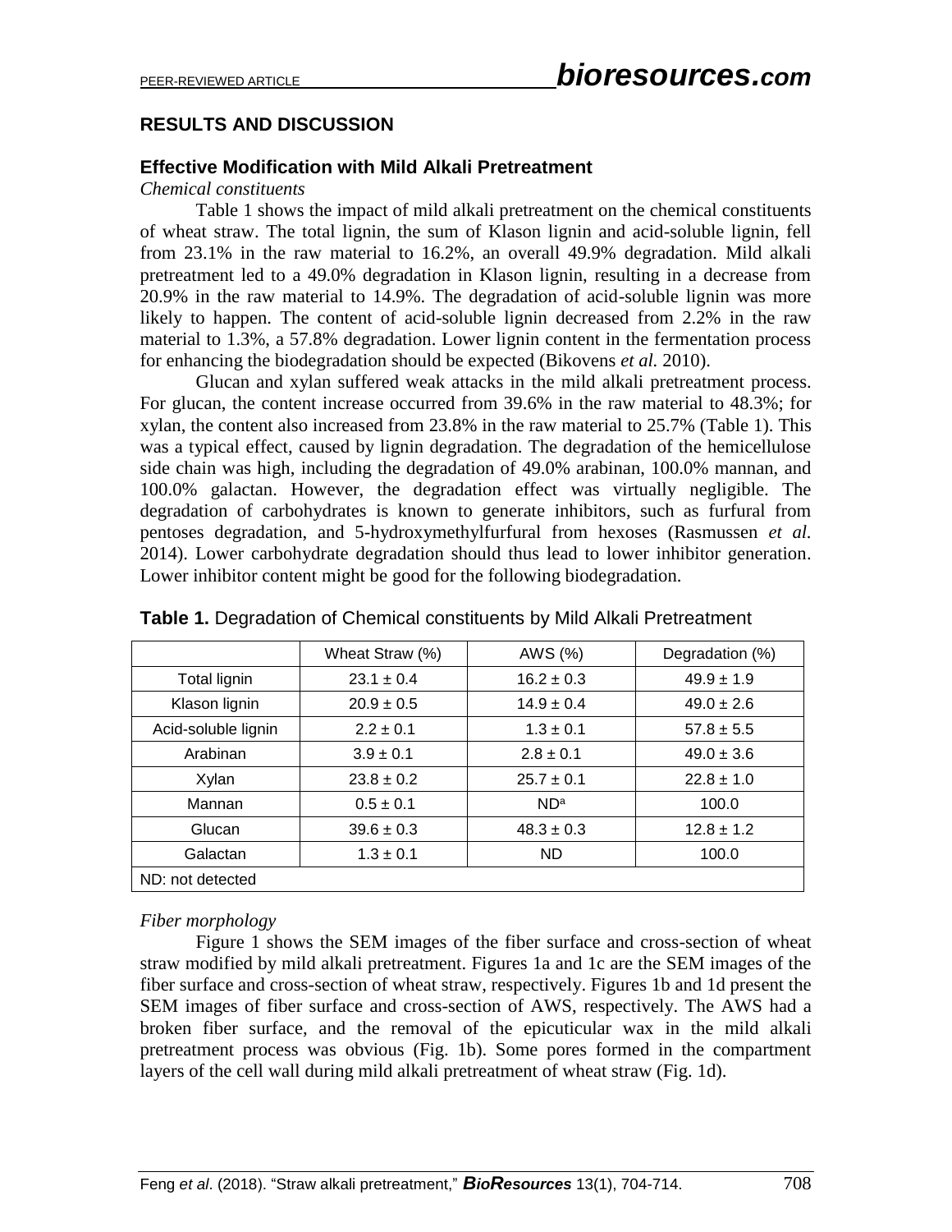## RESULTS AND DISCUSSION

### Effective Modification with Mild Alkali Pretreatment

*Chemical constituents*

Table 1 shows the impact of mild alkali pretreatment on the chemical constituents of wheat straw. The total lignin, the sum of Klason lignin and acid-soluble lignin, fell from 23.1% in the raw material to 16.2%, an overall 49.9% degradation. Mild alkali pretreatment led to a 49.0% degradation in Klason lignin, resulting in a decrease from 20.9% in the raw material to 14.9%. The degradation of acid-soluble lignin was more likely to happen. The content of acid-soluble lignin decreased from 2.2% in the raw material to 1.3%, a 57.8% degradation. Lower lignin content in the fermentation process for enhancing the biodegradation should be expected (Bikovens *et al.* 2010).

Glucan and xylan suffered weak attacks in the mild alkali pretreatment process. For glucan, the content increase occurred from 39.6% in the raw material to 48.3%; for xylan, the content also increased from 23.8% in the raw material to 25.7% (Table 1). This was a typical effect, caused by lignin degradation. The degradation of the hemicellulose side chain was high, including the degradation of 49.0% arabinan, 100.0% mannan, and 100.0% galactan. However, the degradation effect was virtually negligible. The degradation of carbohydrates is known to generate inhibitors, such as furfural from pentoses degradation, and 5-hydroxymethylfurfural from hexoses (Rasmussen *et al.* 2014). Lower carbohydrate degradation should thus lead to lower inhibitor generation. Lower inhibitor content might be good for the following biodegradation.

**Table 1.** Degradation of Chemical constituents by Mild Alkali Pretreatment

| | Wheat Straw (%) | AWS (%) | Degradation (%) |
|---|---|---|---|
| Total lignin | 23.1 ± 0.4 | 16.2 ± 0.3 | 49.9 ± 1.9 |
| Klason lignin | 20.9 ± 0.5 | 14.9 ± 0.4 | 49.0 ± 2.6 |
| Acid-soluble lignin | 2.2 ± 0.1 | 1.3 ± 0.1 | 57.8 ± 5.5 |
| Arabinan | 3.9 ± 0.1 | 2.8 ± 0.1 | 49.0 ± 3.6 |
| Xylan | 23.8 ± 0.2 | 25.7 ± 0.1 | 22.8 ± 1.0 |
| Mannan | 0.5 ± 0.1 | ND[a] | 100.0 |
| Glucan | 39.6 ± 0.3 | 48.3 ± 0.3 | 12.8 ± 1.2 |
| Galactan | 1.3 ± 0.1 | ND | 100.0 |
| ND: not detected | | | |

*Fiber morphology*

Figure 1 shows the SEM images of the fiber surface and cross-section of wheat straw modified by mild alkali pretreatment. Figures 1a and 1c are the SEM images of the fiber surface and cross-section of wheat straw, respectively. Figures 1b and 1d present the SEM images of fiber surface and cross-section of AWS, respectively. The AWS had a broken fiber surface, and the removal of the epicuticular wax in the mild alkali pretreatment process was obvious (Fig. 1b). Some pores formed in the compartment layers of the cell wall during mild alkali pretreatment of wheat straw (Fig. 1d).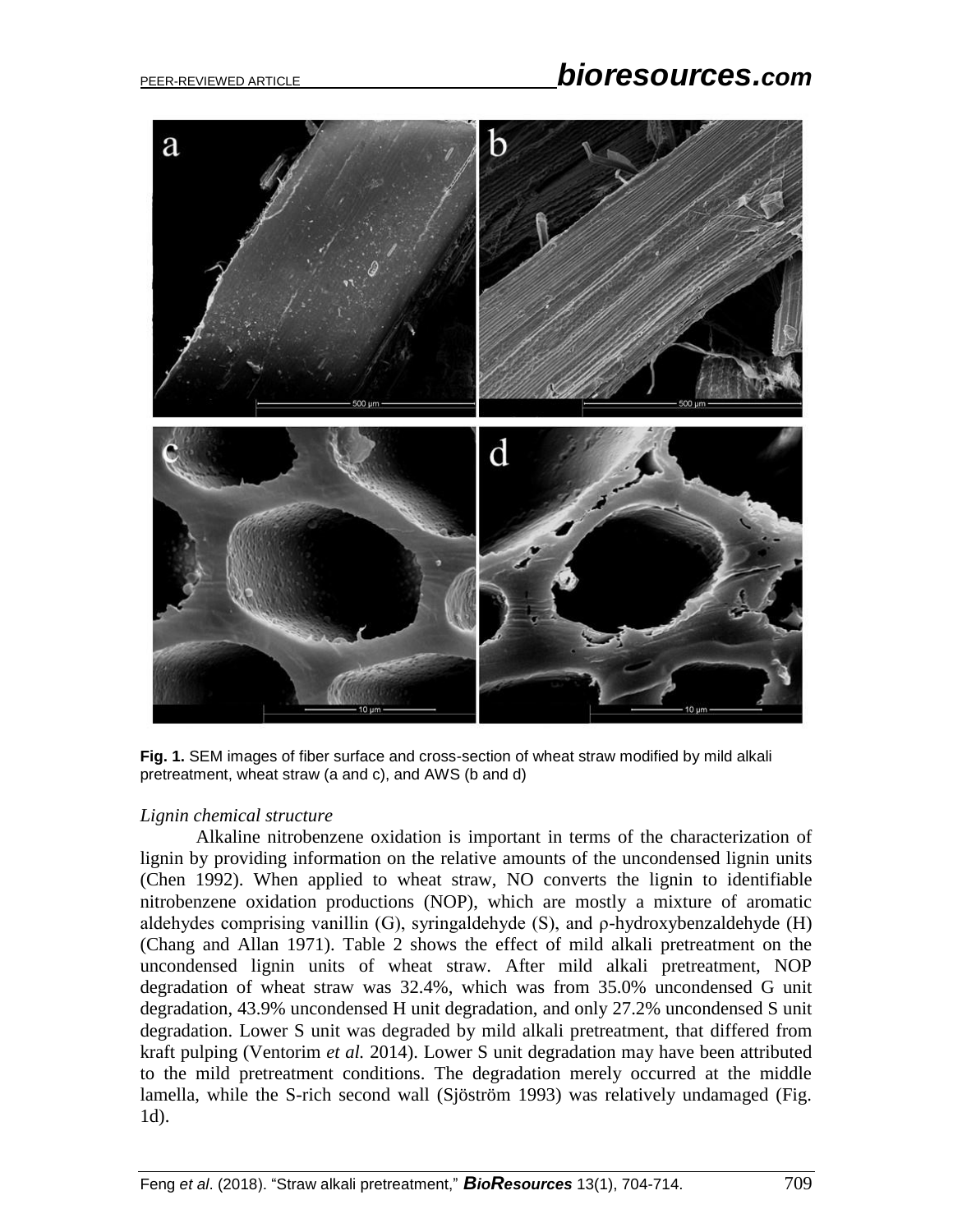**Fig. 1.** SEM images of fiber surface and cross-section of wheat straw modified by mild alkali pretreatment, wheat straw (a and c), and AWS (b and d)

*Lignin chemical structure*

Alkaline nitrobenzene oxidation is important in terms of the characterization of lignin by providing information on the relative amounts of the uncondensed lignin units (Chen 1992). When applied to wheat straw, NO converts the lignin to identifiable nitrobenzene oxidation productions (NOP), which are mostly a mixture of aromatic aldehydes comprising vanillin (G), syringaldehyde (S), and ρ-hydroxybenzaldehyde (H) (Chang and Allan 1971). Table 2 shows the effect of mild alkali pretreatment on the uncondensed lignin units of wheat straw. After mild alkali pretreatment, NOP degradation of wheat straw was 32.4%, which was from 35.0% uncondensed G unit degradation, 43.9% uncondensed H unit degradation, and only 27.2% uncondensed S unit degradation. Lower S unit was degraded by mild alkali pretreatment, that differed from kraft pulping (Ventorim *et al.* 2014). Lower S unit degradation may have been attributed to the mild pretreatment conditions. The degradation merely occurred at the middle lamella, while the S-rich second wall (Sjöström 1993) was relatively undamaged (Fig. 1d).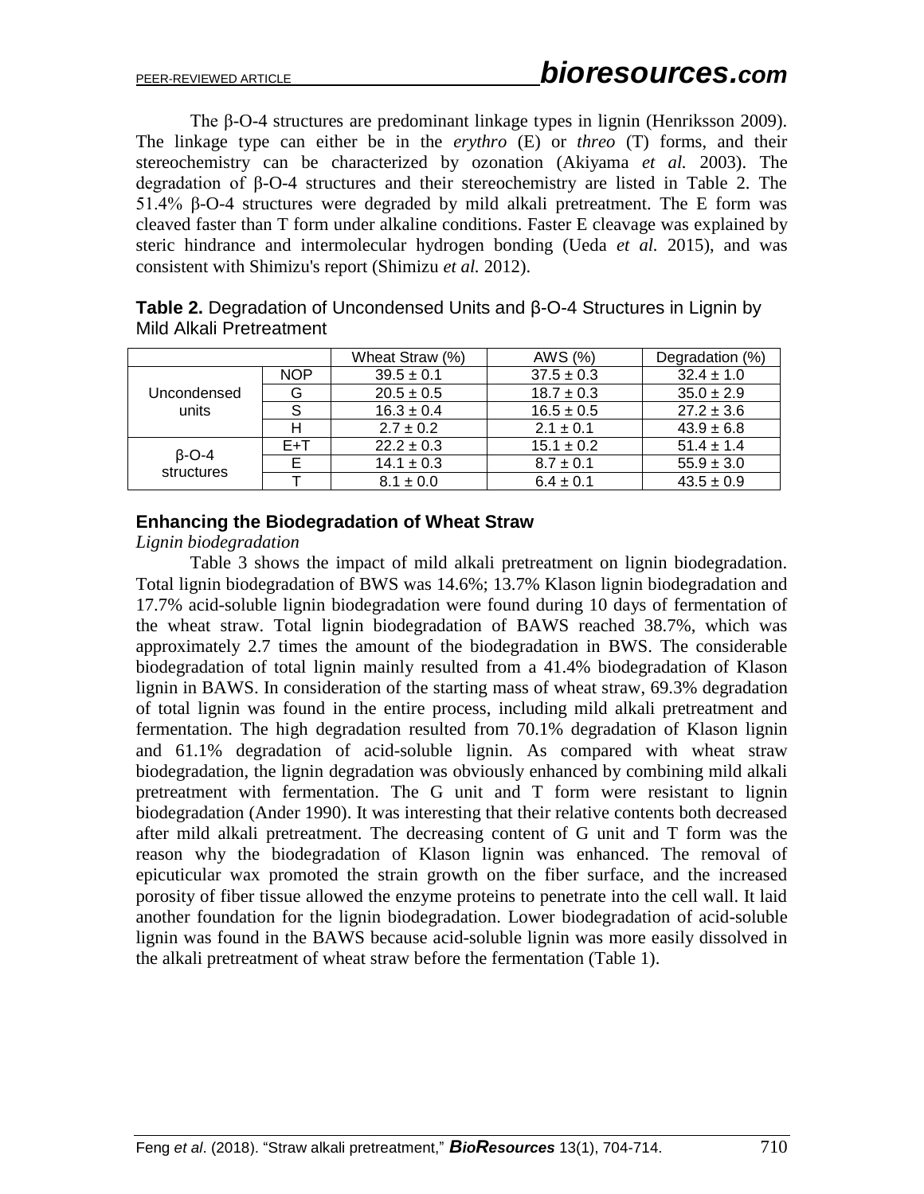The β-O-4 structures are predominant linkage types in lignin (Henriksson 2009). The linkage type can either be in the *erythro* (E) or *threo* (T) forms, and their stereochemistry can be characterized by ozonation (Akiyama *et al.* 2003). The degradation of β-O-4 structures and their stereochemistry are listed in Table 2. The 51.4% β-O-4 structures were degraded by mild alkali pretreatment. The E form was cleaved faster than T form under alkaline conditions. Faster E cleavage was explained by steric hindrance and intermolecular hydrogen bonding (Ueda *et al.* 2015), and was consistent with Shimizu's report (Shimizu *et al.* 2012).

**Table 2.** Degradation of Uncondensed Units and β-O-4 Structures in Lignin by Mild Alkali Pretreatment

| | | Wheat Straw (%) | AWS (%) | Degradation (%) |
|---|---|---|---|---|
| Uncondensed units | NOP | 39.5 ± 0.1 | 37.5 ± 0.3 | 32.4 ± 1.0 |
| | G | 20.5 ± 0.5 | 18.7 ± 0.3 | 35.0 ± 2.9 |
| | S | 16.3 ± 0.4 | 16.5 ± 0.5 | 27.2 ± 3.6 |
| | H | 2.7 ± 0.2 | 2.1 ± 0.1 | 43.9 ± 6.8 |
| β-O-4 structures | E+T | 22.2 ± 0.3 | 15.1 ± 0.2 | 51.4 ± 1.4 |
| | E | 14.1 ± 0.3 | 8.7 ± 0.1 | 55.9 ± 3.0 |
| | T | 8.1 ± 0.0 | 6.4 ± 0.1 | 43.5 ± 0.9 |

## Enhancing the Biodegradation of Wheat Straw

*Lignin biodegradation*

Table 3 shows the impact of mild alkali pretreatment on lignin biodegradation. Total lignin biodegradation of BWS was 14.6%; 13.7% Klason lignin biodegradation and 17.7% acid-soluble lignin biodegradation were found during 10 days of fermentation of the wheat straw. Total lignin biodegradation of BAWS reached 38.7%, which was approximately 2.7 times the amount of the biodegradation in BWS. The considerable biodegradation of total lignin mainly resulted from a 41.4% biodegradation of Klason lignin in BAWS. In consideration of the starting mass of wheat straw, 69.3% degradation of total lignin was found in the entire process, including mild alkali pretreatment and fermentation. The high degradation resulted from 70.1% degradation of Klason lignin and 61.1% degradation of acid-soluble lignin. As compared with wheat straw biodegradation, the lignin degradation was obviously enhanced by combining mild alkali pretreatment with fermentation. The G unit and T form were resistant to lignin biodegradation (Ander 1990). It was interesting that their relative contents both decreased after mild alkali pretreatment. The decreasing content of G unit and T form was the reason why the biodegradation of Klason lignin was enhanced. The removal of epicuticular wax promoted the strain growth on the fiber surface, and the increased porosity of fiber tissue allowed the enzyme proteins to penetrate into the cell wall. It laid another foundation for the lignin biodegradation. Lower biodegradation of acid-soluble lignin was found in the BAWS because acid-soluble lignin was more easily dissolved in the alkali pretreatment of wheat straw before the fermentation (Table 1).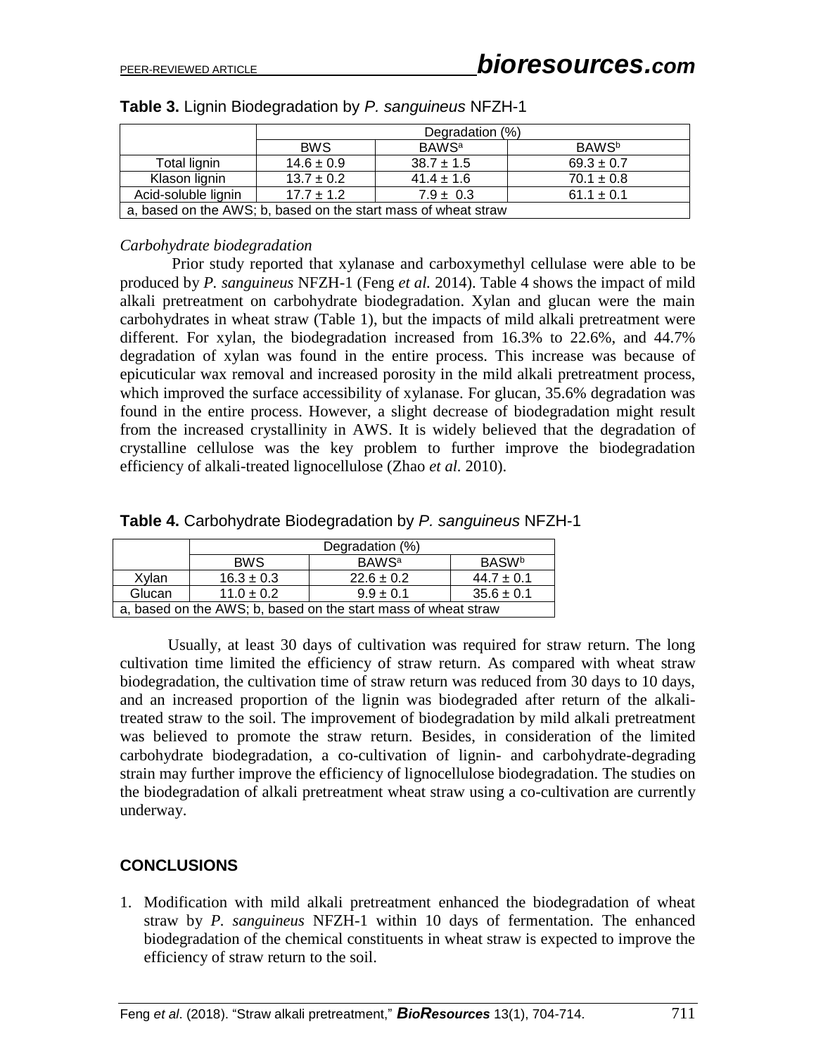**Table 3.** Lignin Biodegradation by *P. sanguineus* NFZH-1

| | Degradation (%) | | |
|---|---|---|---|
| | BWS | BAWS[a] | BAWS[b] |
| Total lignin | 14.6 ± 0.9 | 38.7 ± 1.5 | 69.3 ± 0.7 |
| Klason lignin | 13.7 ± 0.2 | 41.4 ± 1.6 | 70.1 ± 0.8 |
| Acid-soluble lignin | 17.7 ± 1.2 | 7.9 ± 0.3 | 61.1 ± 0.1 |
| a, based on the AWS; b, based on the start mass of wheat straw | | | |

*Carbohydrate biodegradation*

Prior study reported that xylanase and carboxymethyl cellulase were able to be produced by *P. sanguineus* NFZH-1 (Feng *et al.* 2014). Table 4 shows the impact of mild alkali pretreatment on carbohydrate biodegradation. Xylan and glucan were the main carbohydrates in wheat straw (Table 1), but the impacts of mild alkali pretreatment were different. For xylan, the biodegradation increased from 16.3% to 22.6%, and 44.7% degradation of xylan was found in the entire process. This increase was because of epicuticular wax removal and increased porosity in the mild alkali pretreatment process, which improved the surface accessibility of xylanase. For glucan, 35.6% degradation was found in the entire process. However, a slight decrease of biodegradation might result from the increased crystallinity in AWS. It is widely believed that the degradation of crystalline cellulose was the key problem to further improve the biodegradation efficiency of alkali-treated lignocellulose (Zhao *et al.* 2010).

**Table 4.** Carbohydrate Biodegradation by *P. sanguineus* NFZH-1

| | Degradation (%) | | |
|---|---|---|---|
| | BWS | BAWS[a] | BASW[b] |
| Xylan | 16.3 ± 0.3 | 22.6 ± 0.2 | 44.7 ± 0.1 |
| Glucan | 11.0 ± 0.2 | 9.9 ± 0.1 | 35.6 ± 0.1 |
| a, based on the AWS; b, based on the start mass of wheat straw | | | |

Usually, at least 30 days of cultivation was required for straw return. The long cultivation time limited the efficiency of straw return. As compared with wheat straw biodegradation, the cultivation time of straw return was reduced from 30 days to 10 days, and an increased proportion of the lignin was biodegraded after return of the alkali-treated straw to the soil. The improvement of biodegradation by mild alkali pretreatment was believed to promote the straw return. Besides, in consideration of the limited carbohydrate biodegradation, a co-cultivation of lignin- and carbohydrate-degrading strain may further improve the efficiency of lignocellulose biodegradation. The studies on the biodegradation of alkali pretreatment wheat straw using a co-cultivation are currently underway.

## CONCLUSIONS

1. Modification with mild alkali pretreatment enhanced the biodegradation of wheat straw by *P. sanguineus* NFZH-1 within 10 days of fermentation. The enhanced biodegradation of the chemical constituents in wheat straw is expected to improve the efficiency of straw return to the soil.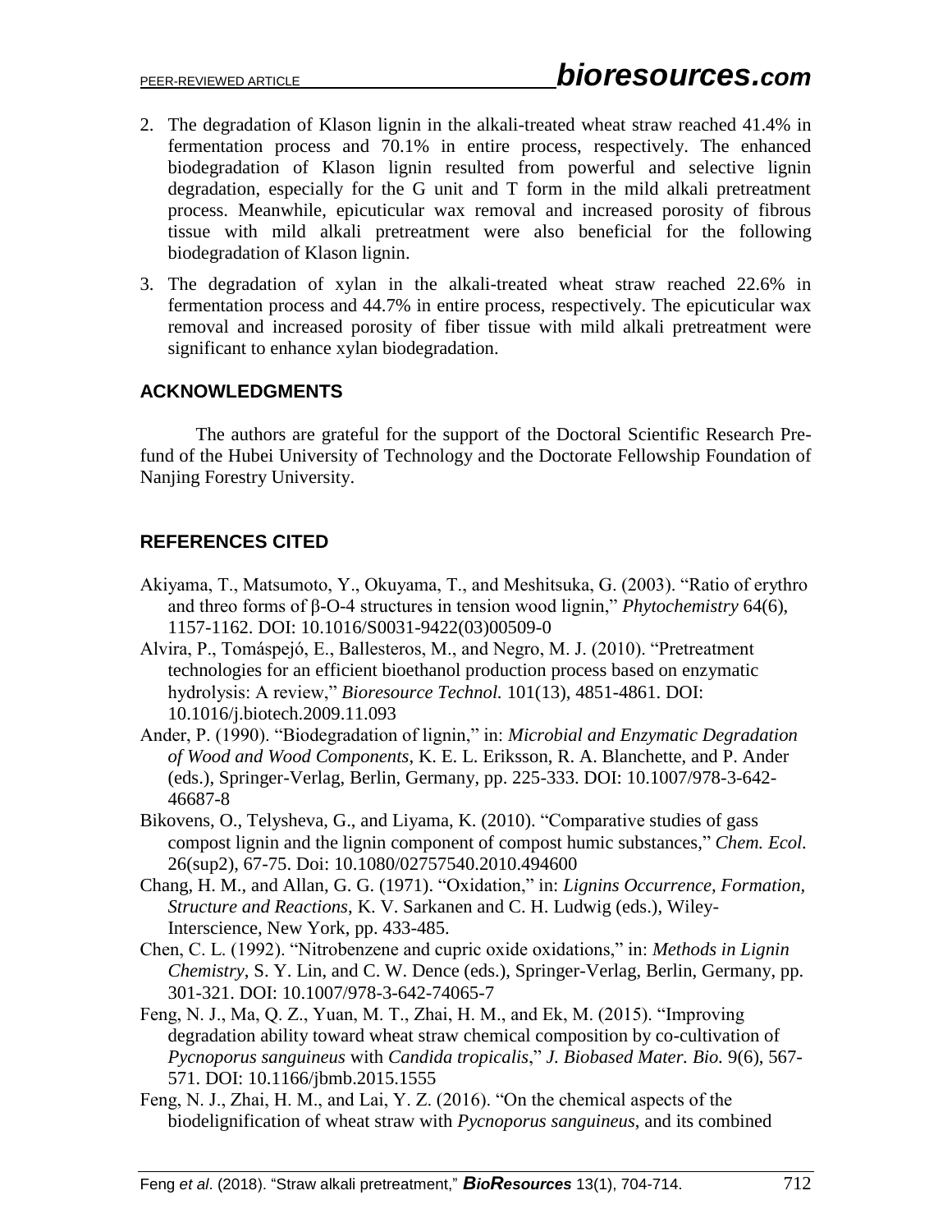2. The degradation of Klason lignin in the alkali-treated wheat straw reached 41.4% in fermentation process and 70.1% in entire process, respectively. The enhanced biodegradation of Klason lignin resulted from powerful and selective lignin degradation, especially for the G unit and T form in the mild alkali pretreatment process. Meanwhile, epicuticular wax removal and increased porosity of fibrous tissue with mild alkali pretreatment were also beneficial for the following biodegradation of Klason lignin.
3. The degradation of xylan in the alkali-treated wheat straw reached 22.6% in fermentation process and 44.7% in entire process, respectively. The epicuticular wax removal and increased porosity of fiber tissue with mild alkali pretreatment were significant to enhance xylan biodegradation.

## ACKNOWLEDGMENTS

The authors are grateful for the support of the Doctoral Scientific Research Pre-fund of the Hubei University of Technology and the Doctorate Fellowship Foundation of Nanjing Forestry University.

## REFERENCES CITED

Akiyama, T., Matsumoto, Y., Okuyama, T., and Meshitsuka, G. (2003). "Ratio of erythro and threo forms of β-O-4 structures in tension wood lignin," *Phytochemistry* 64(6), 1157-1162. DOI: 10.1016/S0031-9422(03)00509-0

Alvira, P., Tomáspejó, E., Ballesteros, M., and Negro, M. J. (2010). "Pretreatment technologies for an efficient bioethanol production process based on enzymatic hydrolysis: A review," *Bioresource Technol.* 101(13), 4851-4861. DOI: 10.1016/j.biotech.2009.11.093

Ander, P. (1990). "Biodegradation of lignin," in: *Microbial and Enzymatic Degradation of Wood and Wood Components*, K. E. L. Eriksson, R. A. Blanchette, and P. Ander (eds.), Springer-Verlag, Berlin, Germany, pp. 225-333. DOI: 10.1007/978-3-642-46687-8

Bikovens, O., Telysheva, G., and Liyama, K. (2010). "Comparative studies of gass compost lignin and the lignin component of compost humic substances," *Chem. Ecol.* 26(sup2), 67-75. Doi: 10.1080/02757540.2010.494600

Chang, H. M., and Allan, G. G. (1971). "Oxidation," in: *Lignins Occurrence, Formation, Structure and Reactions*, K. V. Sarkanen and C. H. Ludwig (eds.), Wiley-Interscience, New York, pp. 433-485.

Chen, C. L. (1992). "Nitrobenzene and cupric oxide oxidations," in: *Methods in Lignin Chemistry*, S. Y. Lin, and C. W. Dence (eds.), Springer-Verlag, Berlin, Germany, pp. 301-321. DOI: 10.1007/978-3-642-74065-7

Feng, N. J., Ma, Q. Z., Yuan, M. T., Zhai, H. M., and Ek, M. (2015). "Improving degradation ability toward wheat straw chemical composition by co-cultivation of *Pycnoporus sanguineus* with *Candida tropicalis*," *J. Biobased Mater. Bio.* 9(6), 567-571. DOI: 10.1166/jbmb.2015.1555

Feng, N. J., Zhai, H. M., and Lai, Y. Z. (2016). "On the chemical aspects of the biodelignification of wheat straw with *Pycnoporus sanguineus*, and its combined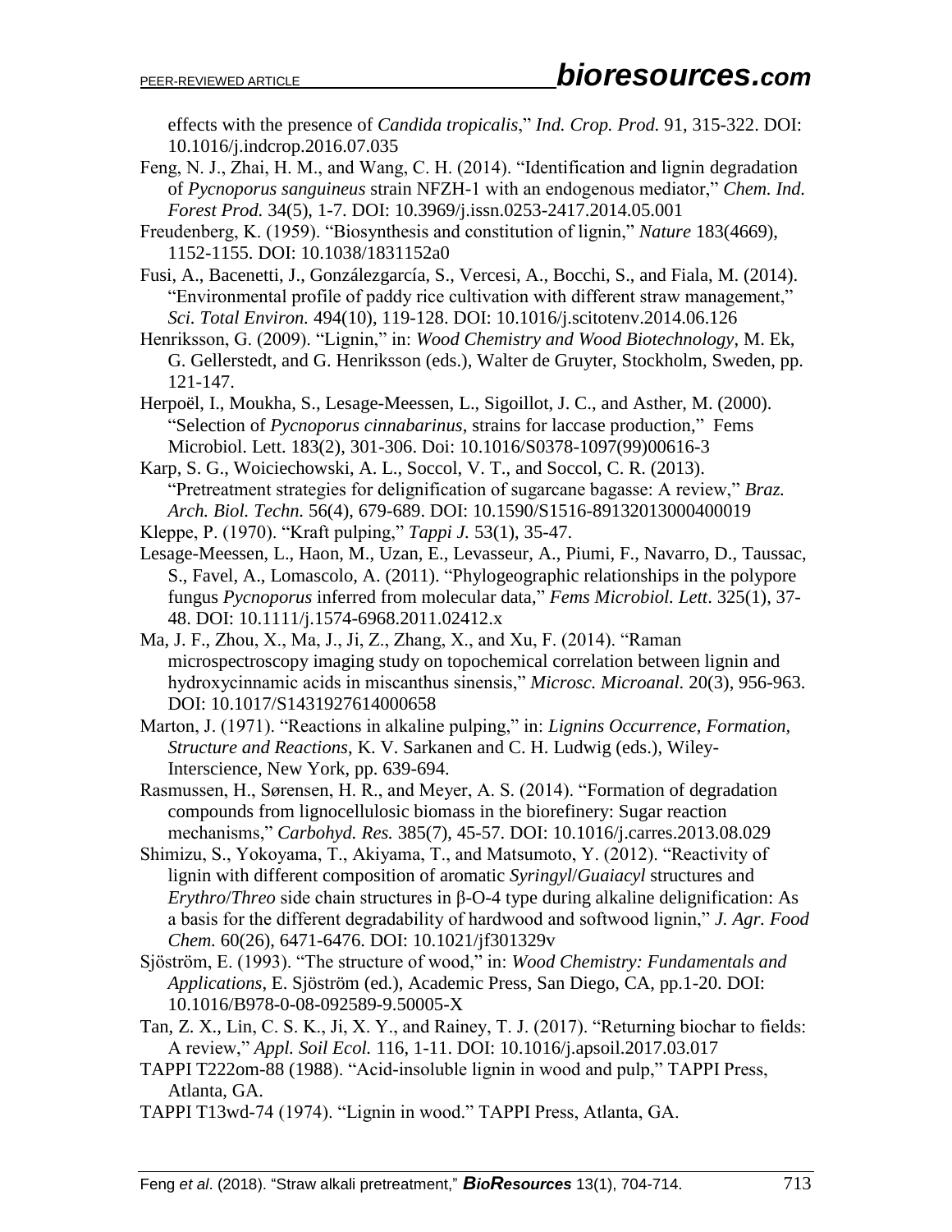effects with the presence of *Candida tropicalis*," *Ind. Crop. Prod.* 91, 315-322. DOI: 10.1016/j.indcrop.2016.07.035

Feng, N. J., Zhai, H. M., and Wang, C. H. (2014). "Identification and lignin degradation of *Pycnoporus sanguineus* strain NFZH-1 with an endogenous mediator," *Chem. Ind. Forest Prod.* 34(5), 1-7. DOI: 10.3969/j.issn.0253-2417.2014.05.001

Freudenberg, K. (1959). "Biosynthesis and constitution of lignin," *Nature* 183(4669), 1152-1155. DOI: 10.1038/1831152a0

Fusi, A., Bacenetti, J., Gonzálezgarcía, S., Vercesi, A., Bocchi, S., and Fiala, M. (2014). "Environmental profile of paddy rice cultivation with different straw management," *Sci. Total Environ.* 494(10), 119-128. DOI: 10.1016/j.scitotenv.2014.06.126

Henriksson, G. (2009). "Lignin," in: *Wood Chemistry and Wood Biotechnology*, M. Ek, G. Gellerstedt, and G. Henriksson (eds.), Walter de Gruyter, Stockholm, Sweden, pp. 121-147.

Herpoël, I., Moukha, S., Lesage-Meessen, L., Sigoillot, J. C., and Asther, M. (2000). "Selection of *Pycnoporus cinnabarinus*, strains for laccase production," Fems Microbiol. Lett. 183(2), 301-306. Doi: 10.1016/S0378-1097(99)00616-3

Karp, S. G., Woiciechowski, A. L., Soccol, V. T., and Soccol, C. R. (2013). "Pretreatment strategies for delignification of sugarcane bagasse: A review," *Braz. Arch. Biol. Techn.* 56(4), 679-689. DOI: 10.1590/S1516-89132013000400019

Kleppe, P. (1970). "Kraft pulping," *Tappi J.* 53(1), 35-47.

Lesage-Meessen, L., Haon, M., Uzan, E., Levasseur, A., Piumi, F., Navarro, D., Taussac, S., Favel, A., Lomascolo, A. (2011). "Phylogeographic relationships in the polypore fungus *Pycnoporus* inferred from molecular data," *Fems Microbiol. Lett*. 325(1), 37-48. DOI: 10.1111/j.1574-6968.2011.02412.x

Ma, J. F., Zhou, X., Ma, J., Ji, Z., Zhang, X., and Xu, F. (2014). "Raman microspectroscopy imaging study on topochemical correlation between lignin and hydroxycinnamic acids in miscanthus sinensis," *Microsc. Microanal.* 20(3), 956-963. DOI: 10.1017/S1431927614000658

Marton, J. (1971). "Reactions in alkaline pulping," in: *Lignins Occurrence, Formation, Structure and Reactions*, K. V. Sarkanen and C. H. Ludwig (eds.), Wiley-Interscience, New York, pp. 639-694.

Rasmussen, H., Sørensen, H. R., and Meyer, A. S. (2014). "Formation of degradation compounds from lignocellulosic biomass in the biorefinery: Sugar reaction mechanisms," *Carbohyd. Res.* 385(7), 45-57. DOI: 10.1016/j.carres.2013.08.029

Shimizu, S., Yokoyama, T., Akiyama, T., and Matsumoto, Y. (2012). "Reactivity of lignin with different composition of aromatic *Syringyl*/*Guaiacyl* structures and *Erythro*/*Threo* side chain structures in β-O-4 type during alkaline delignification: As a basis for the different degradability of hardwood and softwood lignin," *J. Agr. Food Chem.* 60(26), 6471-6476. DOI: 10.1021/jf301329v

Sjöström, E. (1993). "The structure of wood," in: *Wood Chemistry: Fundamentals and Applications*, E. Sjöström (ed.), Academic Press, San Diego, CA, pp.1-20. DOI: 10.1016/B978-0-08-092589-9.50005-X

Tan, Z. X., Lin, C. S. K., Ji, X. Y., and Rainey, T. J. (2017). "Returning biochar to fields: A review," *Appl. Soil Ecol.* 116, 1-11. DOI: 10.1016/j.apsoil.2017.03.017

TAPPI T222om-88 (1988). "Acid-insoluble lignin in wood and pulp," TAPPI Press, Atlanta, GA.

TAPPI T13wd-74 (1974). "Lignin in wood." TAPPI Press, Atlanta, GA.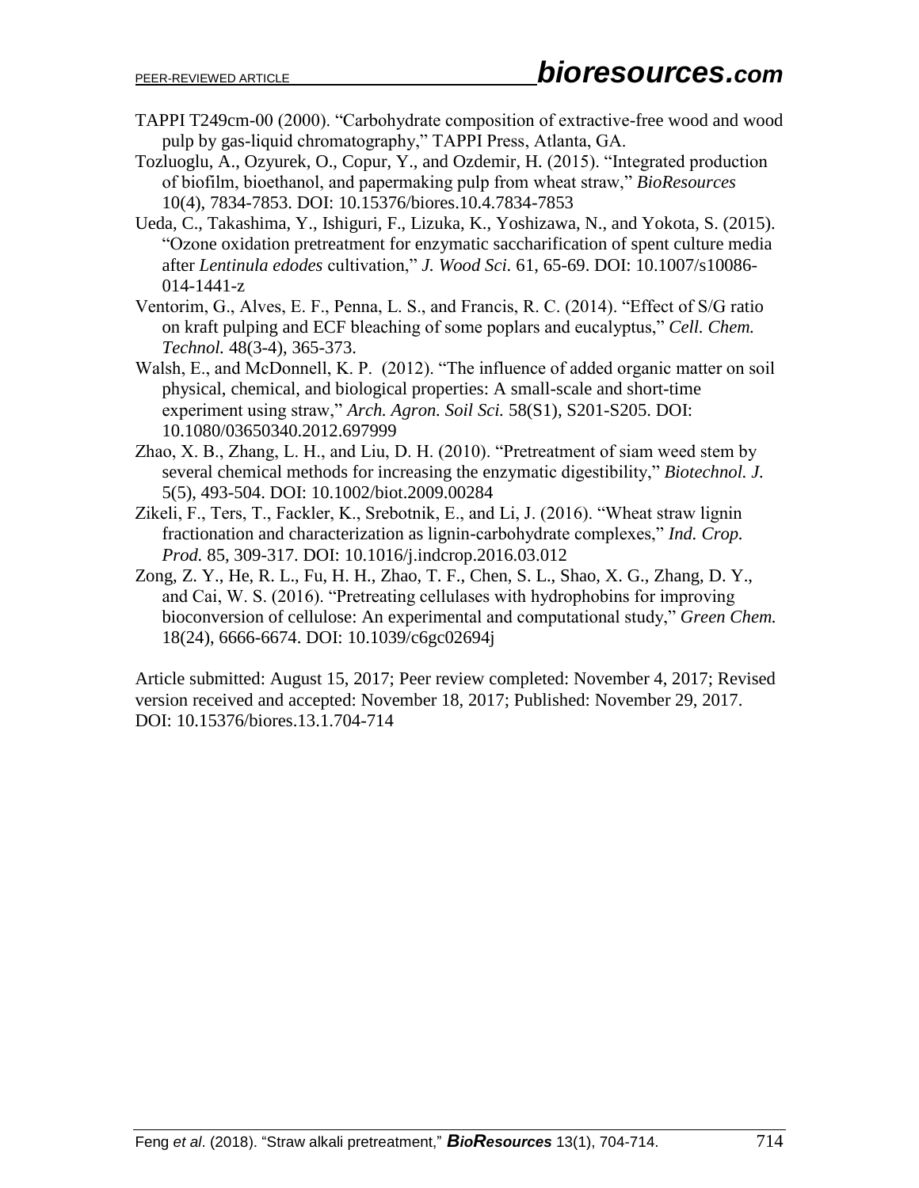TAPPI T249cm-00 (2000). "Carbohydrate composition of extractive-free wood and wood pulp by gas-liquid chromatography," TAPPI Press, Atlanta, GA.

Tozluoglu, A., Ozyurek, O., Copur, Y., and Ozdemir, H. (2015). "Integrated production of biofilm, bioethanol, and papermaking pulp from wheat straw," *BioResources* 10(4), 7834-7853. DOI: 10.15376/biores.10.4.7834-7853

Ueda, C., Takashima, Y., Ishiguri, F., Lizuka, K., Yoshizawa, N., and Yokota, S. (2015). "Ozone oxidation pretreatment for enzymatic saccharification of spent culture media after *Lentinula edodes* cultivation," *J. Wood Sci.* 61, 65-69. DOI: 10.1007/s10086-014-1441-z

Ventorim, G., Alves, E. F., Penna, L. S., and Francis, R. C. (2014). "Effect of S/G ratio on kraft pulping and ECF bleaching of some poplars and eucalyptus," *Cell. Chem. Technol.* 48(3-4), 365-373.

Walsh, E., and McDonnell, K. P. (2012). "The influence of added organic matter on soil physical, chemical, and biological properties: A small-scale and short-time experiment using straw," *Arch. Agron. Soil Sci.* 58(S1), S201-S205. DOI: 10.1080/03650340.2012.697999

Zhao, X. B., Zhang, L. H., and Liu, D. H. (2010). "Pretreatment of siam weed stem by several chemical methods for increasing the enzymatic digestibility," *Biotechnol. J.* 5(5), 493-504. DOI: 10.1002/biot.2009.00284

Zikeli, F., Ters, T., Fackler, K., Srebotnik, E., and Li, J. (2016). "Wheat straw lignin fractionation and characterization as lignin-carbohydrate complexes," *Ind. Crop. Prod.* 85, 309-317. DOI: 10.1016/j.indcrop.2016.03.012

Zong, Z. Y., He, R. L., Fu, H. H., Zhao, T. F., Chen, S. L., Shao, X. G., Zhang, D. Y., and Cai, W. S. (2016). "Pretreating cellulases with hydrophobins for improving bioconversion of cellulose: An experimental and computational study," *Green Chem.* 18(24), 6666-6674. DOI: 10.1039/c6gc02694j

Article submitted: August 15, 2017; Peer review completed: November 4, 2017; Revised version received and accepted: November 18, 2017; Published: November 29, 2017. DOI: 10.15376/biores.13.1.704-714